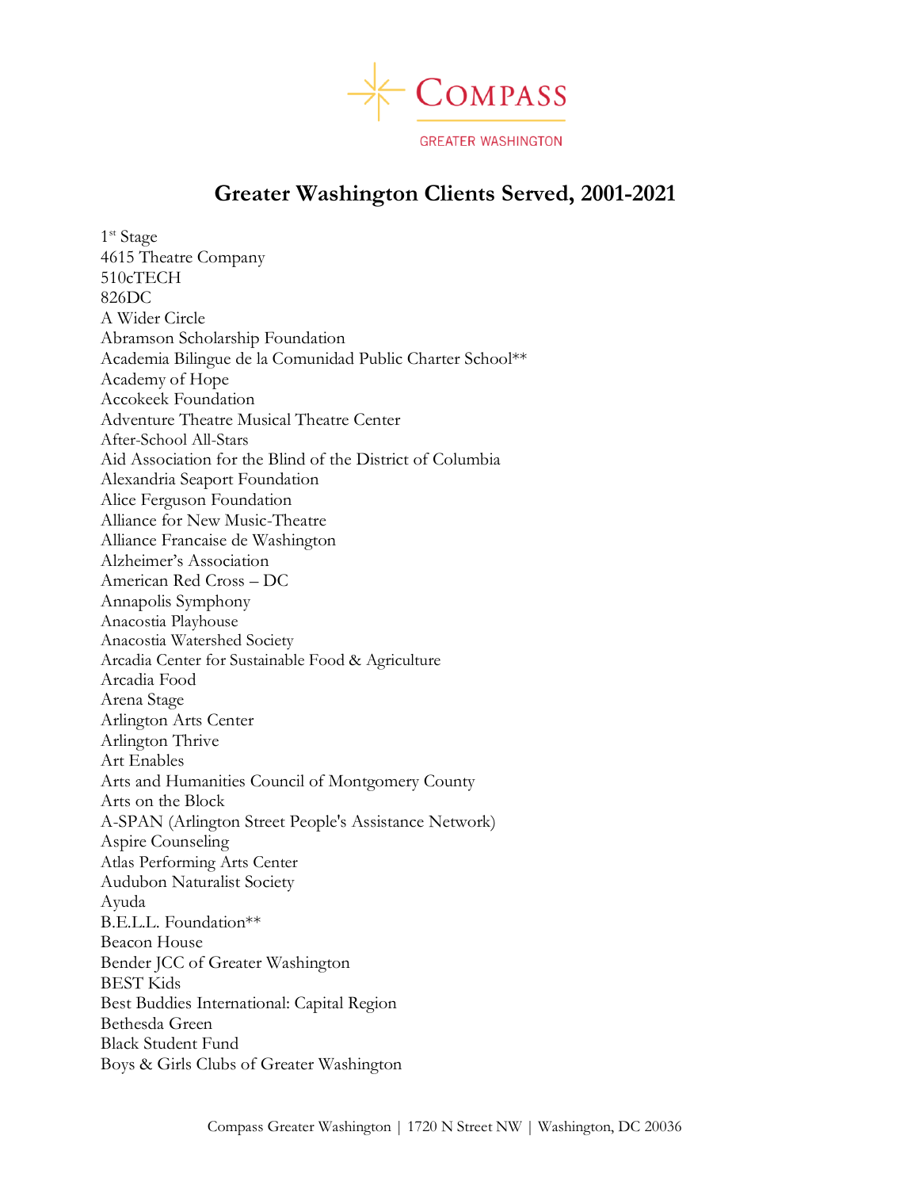COMPASS
GREATER WASHINGTON

# Greater Washington Clients Served, 2001-2021

1st Stage
4615 Theatre Company
510cTECH
826DC
A Wider Circle
Abramson Scholarship Foundation
Academia Bilingue de la Comunidad Public Charter School**
Academy of Hope
Accokeek Foundation
Adventure Theatre Musical Theatre Center
After-School All-Stars
Aid Association for the Blind of the District of Columbia
Alexandria Seaport Foundation
Alice Ferguson Foundation
Alliance for New Music-Theatre
Alliance Francaise de Washington
Alzheimer's Association
American Red Cross – DC
Annapolis Symphony
Anacostia Playhouse
Anacostia Watershed Society
Arcadia Center for Sustainable Food & Agriculture
Arcadia Food
Arena Stage
Arlington Arts Center
Arlington Thrive
Art Enables
Arts and Humanities Council of Montgomery County
Arts on the Block
A-SPAN (Arlington Street People's Assistance Network)
Aspire Counseling
Atlas Performing Arts Center
Audubon Naturalist Society
Ayuda
B.E.L.L. Foundation**
Beacon House
Bender JCC of Greater Washington
BEST Kids
Best Buddies International: Capital Region
Bethesda Green
Black Student Fund
Boys & Girls Clubs of Greater Washington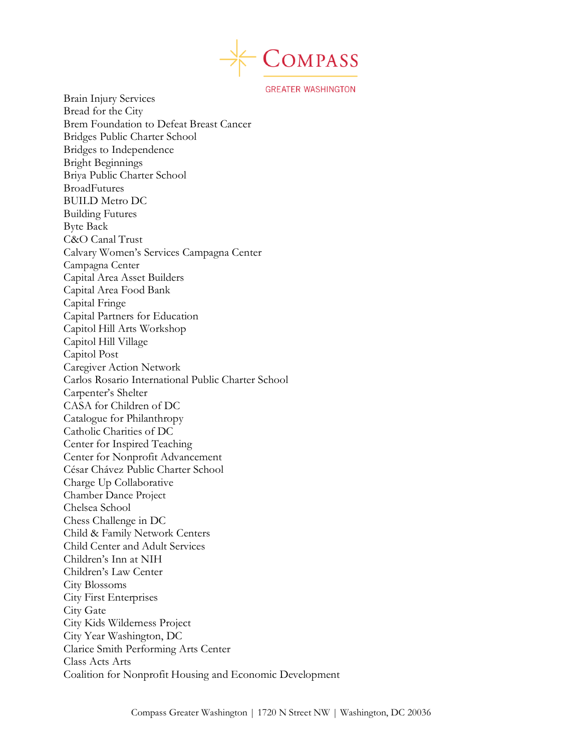Brain Injury Services
Bread for the City
Brem Foundation to Defeat Breast Cancer
Bridges Public Charter School
Bridges to Independence
Bright Beginnings
Briya Public Charter School
BroadFutures
BUILD Metro DC
Building Futures
Byte Back
C&O Canal Trust
Calvary Women's Services Campagna Center
Campagna Center
Capital Area Asset Builders
Capital Area Food Bank
Capital Fringe
Capital Partners for Education
Capitol Hill Arts Workshop
Capitol Hill Village
Capitol Post
Caregiver Action Network
Carlos Rosario International Public Charter School
Carpenter's Shelter
CASA for Children of DC
Catalogue for Philanthropy
Catholic Charities of DC
Center for Inspired Teaching
Center for Nonprofit Advancement
César Chávez Public Charter School
Charge Up Collaborative
Chamber Dance Project
Chelsea School
Chess Challenge in DC
Child & Family Network Centers
Child Center and Adult Services
Children's Inn at NIH
Children's Law Center
City Blossoms
City First Enterprises
City Gate
City Kids Wilderness Project
City Year Washington, DC
Clarice Smith Performing Arts Center
Class Acts Arts
Coalition for Nonprofit Housing and Economic Development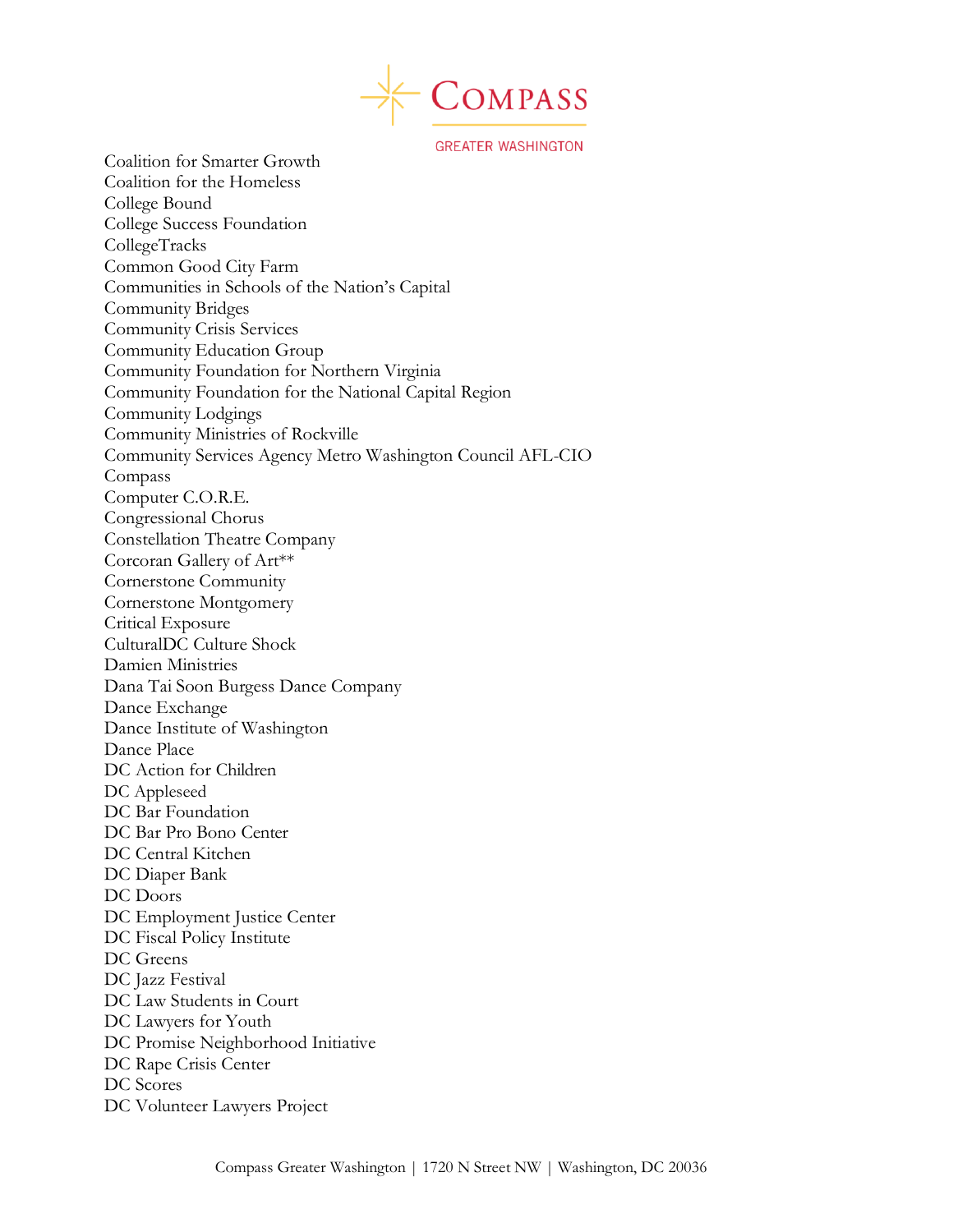Coalition for Smarter Growth
Coalition for the Homeless
College Bound
College Success Foundation
CollegeTracks
Common Good City Farm
Communities in Schools of the Nation's Capital
Community Bridges
Community Crisis Services
Community Education Group
Community Foundation for Northern Virginia
Community Foundation for the National Capital Region
Community Lodgings
Community Ministries of Rockville
Community Services Agency Metro Washington Council AFL-CIO
Compass
Computer C.O.R.E.
Congressional Chorus
Constellation Theatre Company
Corcoran Gallery of Art**
Cornerstone Community
Cornerstone Montgomery
Critical Exposure
CulturalDC Culture Shock
Damien Ministries
Dana Tai Soon Burgess Dance Company
Dance Exchange
Dance Institute of Washington
Dance Place
DC Action for Children
DC Appleseed
DC Bar Foundation
DC Bar Pro Bono Center
DC Central Kitchen
DC Diaper Bank
DC Doors
DC Employment Justice Center
DC Fiscal Policy Institute
DC Greens
DC Jazz Festival
DC Law Students in Court
DC Lawyers for Youth
DC Promise Neighborhood Initiative
DC Rape Crisis Center
DC Scores
DC Volunteer Lawyers Project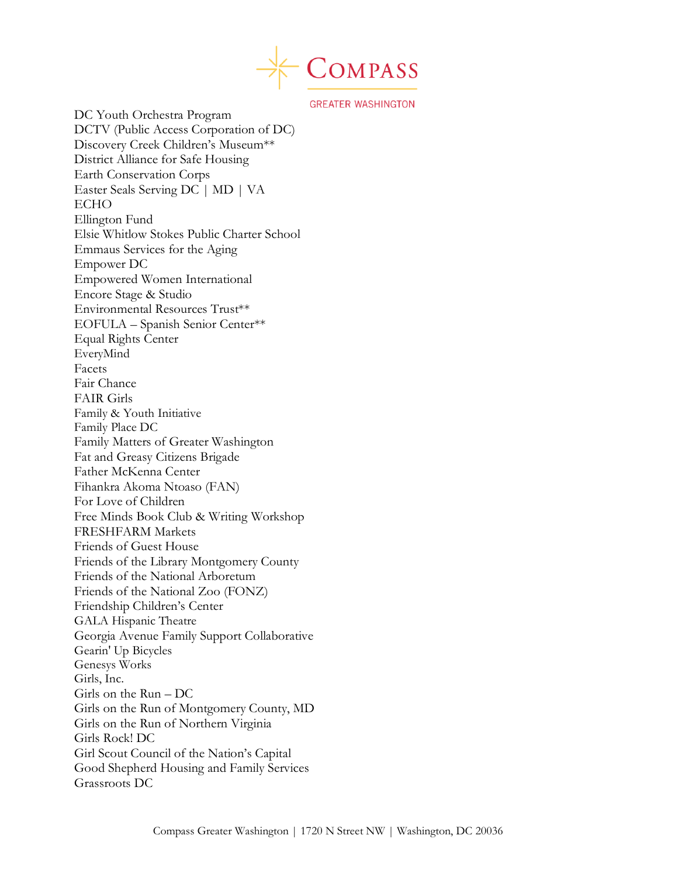DC Youth Orchestra Program
DCTV (Public Access Corporation of DC)
Discovery Creek Children's Museum**
District Alliance for Safe Housing
Earth Conservation Corps
Easter Seals Serving DC | MD | VA
ECHO
Ellington Fund
Elsie Whitlow Stokes Public Charter School
Emmaus Services for the Aging
Empower DC
Empowered Women International
Encore Stage & Studio
Environmental Resources Trust**
EOFULA – Spanish Senior Center**
Equal Rights Center
EveryMind
Facets
Fair Chance
FAIR Girls
Family & Youth Initiative
Family Place DC
Family Matters of Greater Washington
Fat and Greasy Citizens Brigade
Father McKenna Center
Fihankra Akoma Ntoaso (FAN)
For Love of Children
Free Minds Book Club & Writing Workshop
FRESHFARM Markets
Friends of Guest House
Friends of the Library Montgomery County
Friends of the National Arboretum
Friends of the National Zoo (FONZ)
Friendship Children's Center
GALA Hispanic Theatre
Georgia Avenue Family Support Collaborative
Gearin' Up Bicycles
Genesys Works
Girls, Inc.
Girls on the Run – DC
Girls on the Run of Montgomery County, MD
Girls on the Run of Northern Virginia
Girls Rock! DC
Girl Scout Council of the Nation's Capital
Good Shepherd Housing and Family Services
Grassroots DC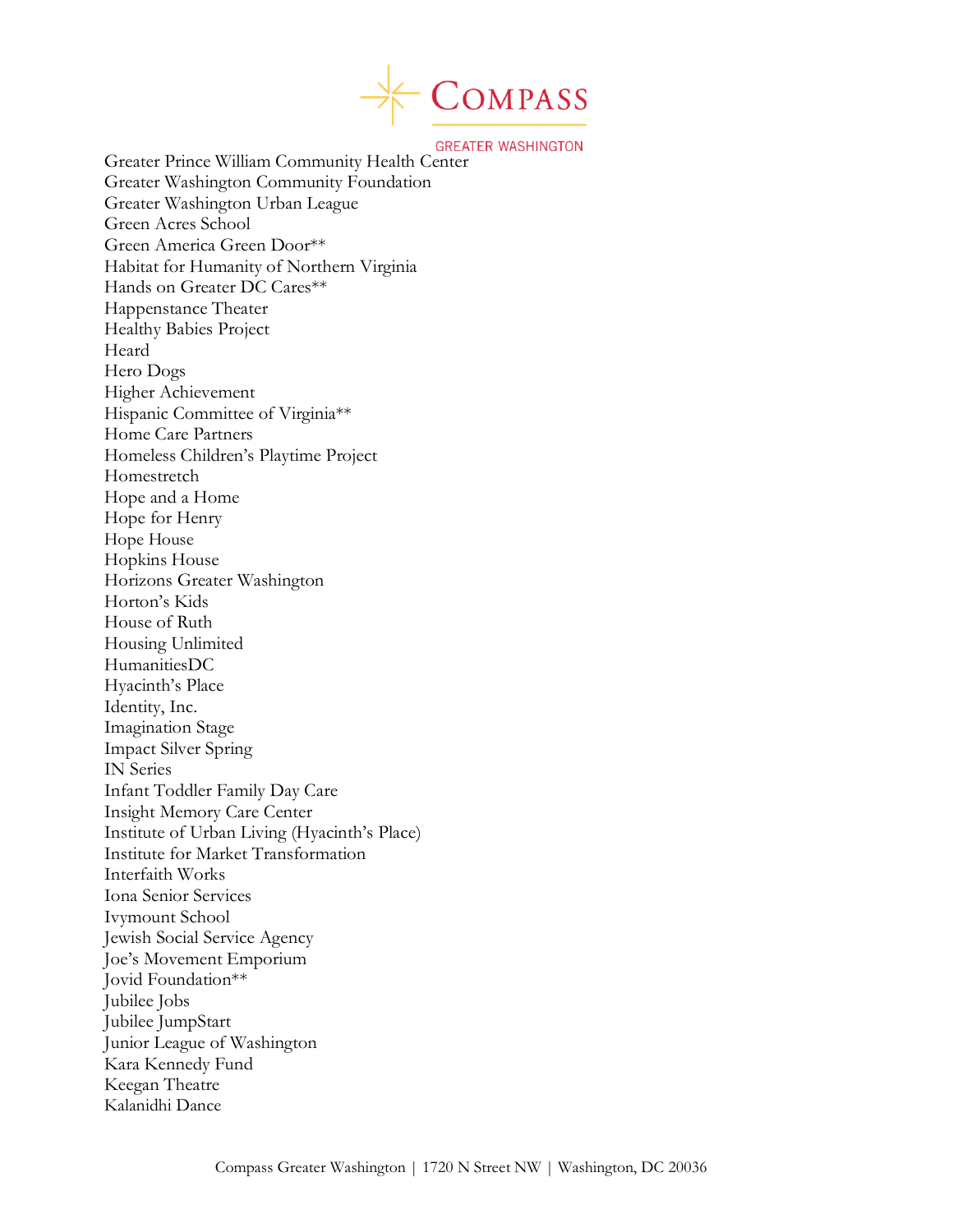Greater Prince William Community Health Center
Greater Washington Community Foundation
Greater Washington Urban League
Green Acres School
Green America Green Door**
Habitat for Humanity of Northern Virginia
Hands on Greater DC Cares**
Happenstance Theater
Healthy Babies Project
Heard
Hero Dogs
Higher Achievement
Hispanic Committee of Virginia**
Home Care Partners
Homeless Children's Playtime Project
Homestretch
Hope and a Home
Hope for Henry
Hope House
Hopkins House
Horizons Greater Washington
Horton's Kids
House of Ruth
Housing Unlimited
HumanitiesDC
Hyacinth's Place
Identity, Inc.
Imagination Stage
Impact Silver Spring
IN Series
Infant Toddler Family Day Care
Insight Memory Care Center
Institute of Urban Living (Hyacinth's Place)
Institute for Market Transformation
Interfaith Works
Iona Senior Services
Ivymount School
Jewish Social Service Agency
Joe's Movement Emporium
Jovid Foundation**
Jubilee Jobs
Jubilee JumpStart
Junior League of Washington
Kara Kennedy Fund
Keegan Theatre
Kalanidhi Dance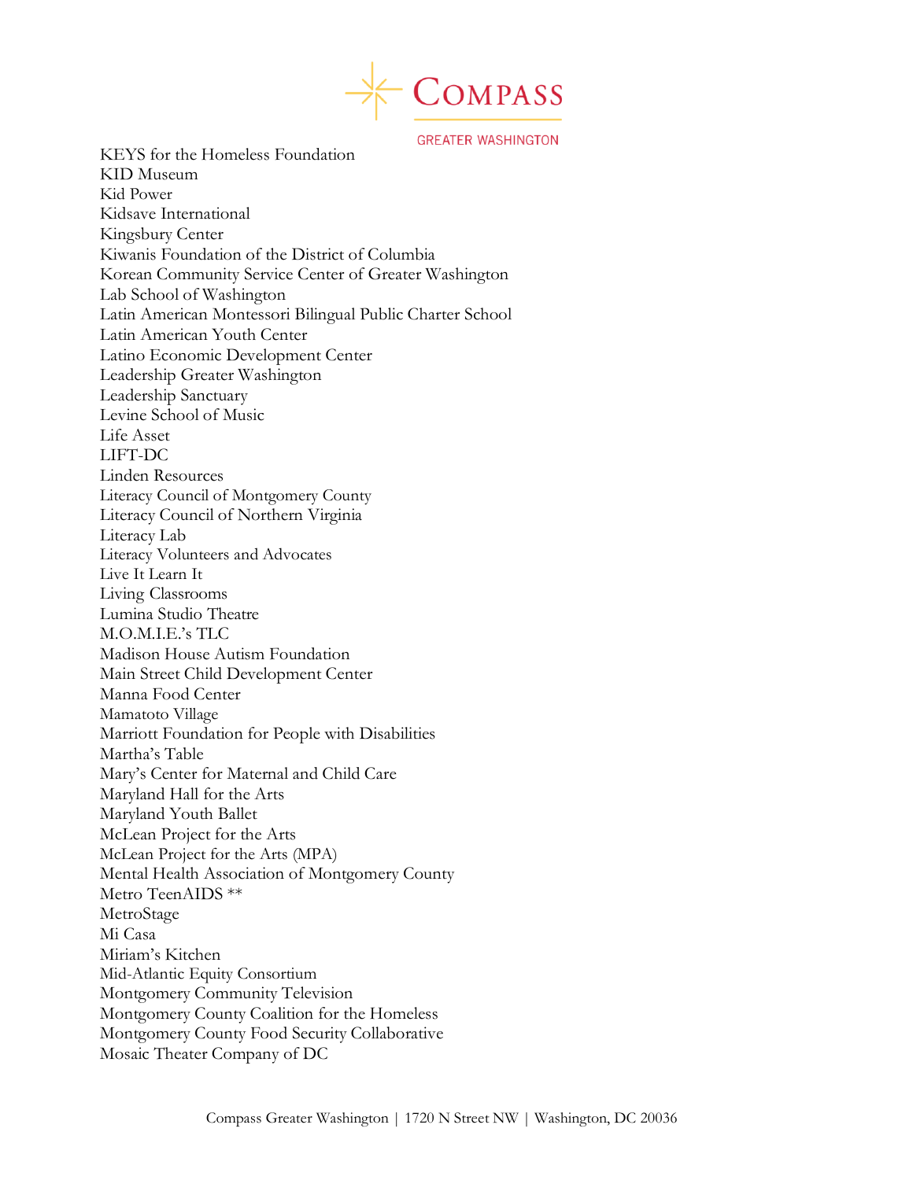KEYS for the Homeless Foundation
KID Museum
Kid Power
Kidsave International
Kingsbury Center
Kiwanis Foundation of the District of Columbia
Korean Community Service Center of Greater Washington
Lab School of Washington
Latin American Montessori Bilingual Public Charter School
Latin American Youth Center
Latino Economic Development Center
Leadership Greater Washington
Leadership Sanctuary
Levine School of Music
Life Asset
LIFT-DC
Linden Resources
Literacy Council of Montgomery County
Literacy Council of Northern Virginia
Literacy Lab
Literacy Volunteers and Advocates
Live It Learn It
Living Classrooms
Lumina Studio Theatre
M.O.M.I.E.'s TLC
Madison House Autism Foundation
Main Street Child Development Center
Manna Food Center
Mamatoto Village
Marriott Foundation for People with Disabilities
Martha's Table
Mary's Center for Maternal and Child Care
Maryland Hall for the Arts
Maryland Youth Ballet
McLean Project for the Arts
McLean Project for the Arts (MPA)
Mental Health Association of Montgomery County
Metro TeenAIDS **
MetroStage
Mi Casa
Miriam's Kitchen
Mid-Atlantic Equity Consortium
Montgomery Community Television
Montgomery County Coalition for the Homeless
Montgomery County Food Security Collaborative
Mosaic Theater Company of DC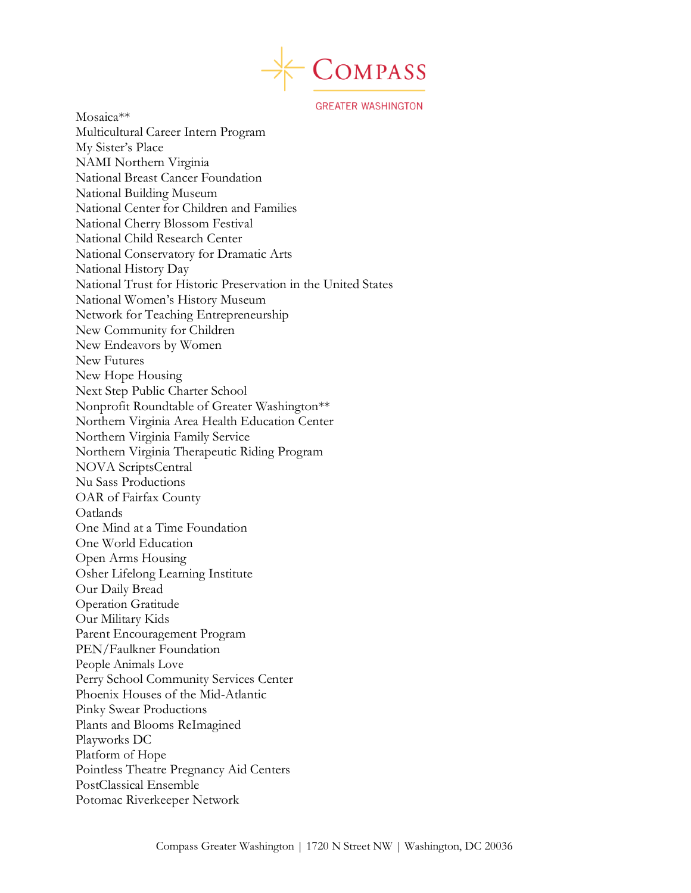Mosaica**
Multicultural Career Intern Program
My Sister's Place
NAMI Northern Virginia
National Breast Cancer Foundation
National Building Museum
National Center for Children and Families
National Cherry Blossom Festival
National Child Research Center
National Conservatory for Dramatic Arts
National History Day
National Trust for Historic Preservation in the United States
National Women's History Museum
Network for Teaching Entrepreneurship
New Community for Children
New Endeavors by Women
New Futures
New Hope Housing
Next Step Public Charter School
Nonprofit Roundtable of Greater Washington**
Northern Virginia Area Health Education Center
Northern Virginia Family Service
Northern Virginia Therapeutic Riding Program
NOVA ScriptsCentral
Nu Sass Productions
OAR of Fairfax County
Oatlands
One Mind at a Time Foundation
One World Education
Open Arms Housing
Osher Lifelong Learning Institute
Our Daily Bread
Operation Gratitude
Our Military Kids
Parent Encouragement Program
PEN/Faulkner Foundation
People Animals Love
Perry School Community Services Center
Phoenix Houses of the Mid-Atlantic
Pinky Swear Productions
Plants and Blooms ReImagined
Playworks DC
Platform of Hope
Pointless Theatre Pregnancy Aid Centers
PostClassical Ensemble
Potomac Riverkeeper Network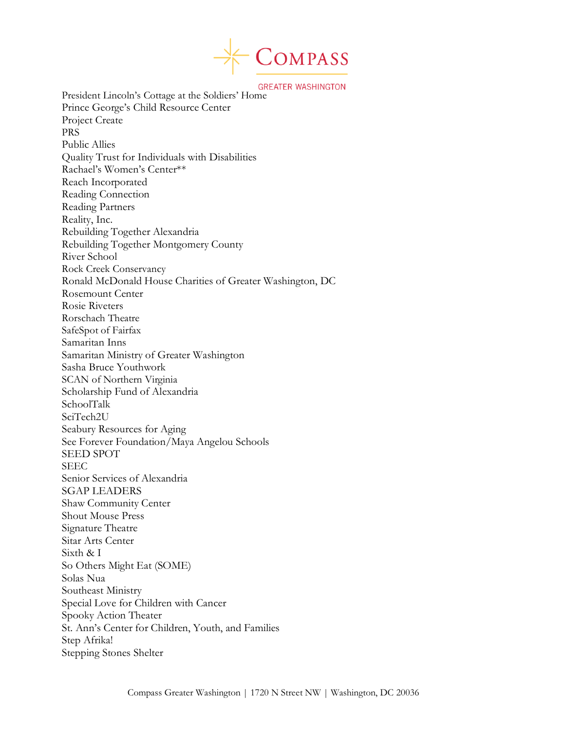President Lincoln's Cottage at the Soldiers' Home
Prince George's Child Resource Center
Project Create
PRS
Public Allies
Quality Trust for Individuals with Disabilities
Rachael's Women's Center**
Reach Incorporated
Reading Connection
Reading Partners
Reality, Inc.
Rebuilding Together Alexandria
Rebuilding Together Montgomery County
River School
Rock Creek Conservancy
Ronald McDonald House Charities of Greater Washington, DC
Rosemount Center
Rosie Riveters
Rorschach Theatre
SafeSpot of Fairfax
Samaritan Inns
Samaritan Ministry of Greater Washington
Sasha Bruce Youthwork
SCAN of Northern Virginia
Scholarship Fund of Alexandria
SchoolTalk
SciTech2U
Seabury Resources for Aging
See Forever Foundation/Maya Angelou Schools
SEED SPOT
SEEC
Senior Services of Alexandria
SGAP LEADERS
Shaw Community Center
Shout Mouse Press
Signature Theatre
Sitar Arts Center
Sixth & I
So Others Might Eat (SOME)
Solas Nua
Southeast Ministry
Special Love for Children with Cancer
Spooky Action Theater
St. Ann's Center for Children, Youth, and Families
Step Afrika!
Stepping Stones Shelter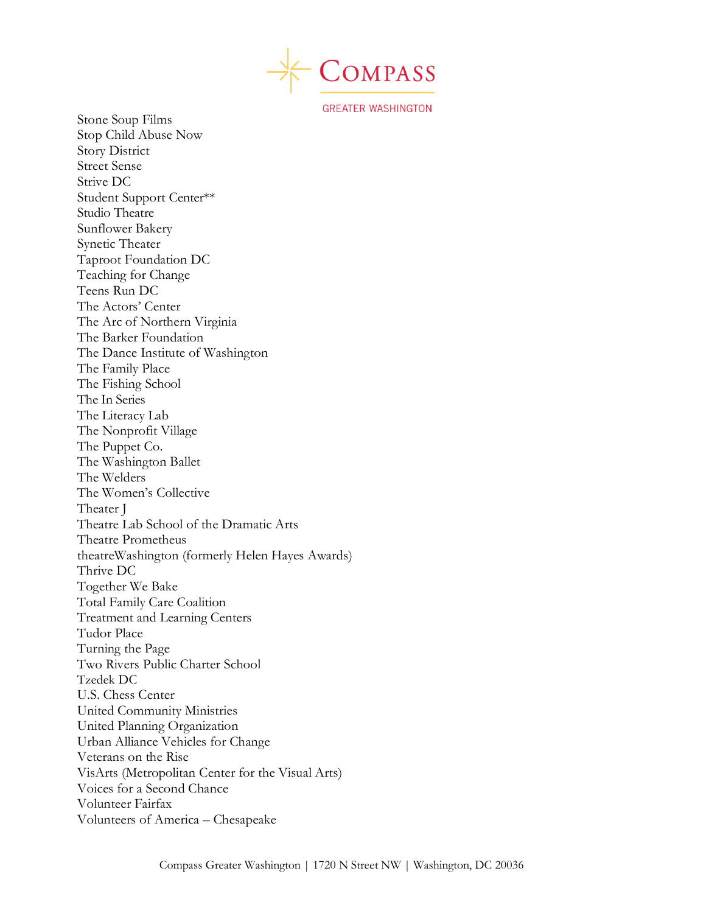Stone Soup Films
Stop Child Abuse Now
Story District
Street Sense
Strive DC
Student Support Center**
Studio Theatre
Sunflower Bakery
Synetic Theater
Taproot Foundation DC
Teaching for Change
Teens Run DC
The Actors' Center
The Arc of Northern Virginia
The Barker Foundation
The Dance Institute of Washington
The Family Place
The Fishing School
The In Series
The Literacy Lab
The Nonprofit Village
The Puppet Co.
The Washington Ballet
The Welders
The Women's Collective
Theater J
Theatre Lab School of the Dramatic Arts
Theatre Prometheus
theatreWashington (formerly Helen Hayes Awards)
Thrive DC
Together We Bake
Total Family Care Coalition
Treatment and Learning Centers
Tudor Place
Turning the Page
Two Rivers Public Charter School
Tzedek DC
U.S. Chess Center
United Community Ministries
United Planning Organization
Urban Alliance Vehicles for Change
Veterans on the Rise
VisArts (Metropolitan Center for the Visual Arts)
Voices for a Second Chance
Volunteer Fairfax
Volunteers of America – Chesapeake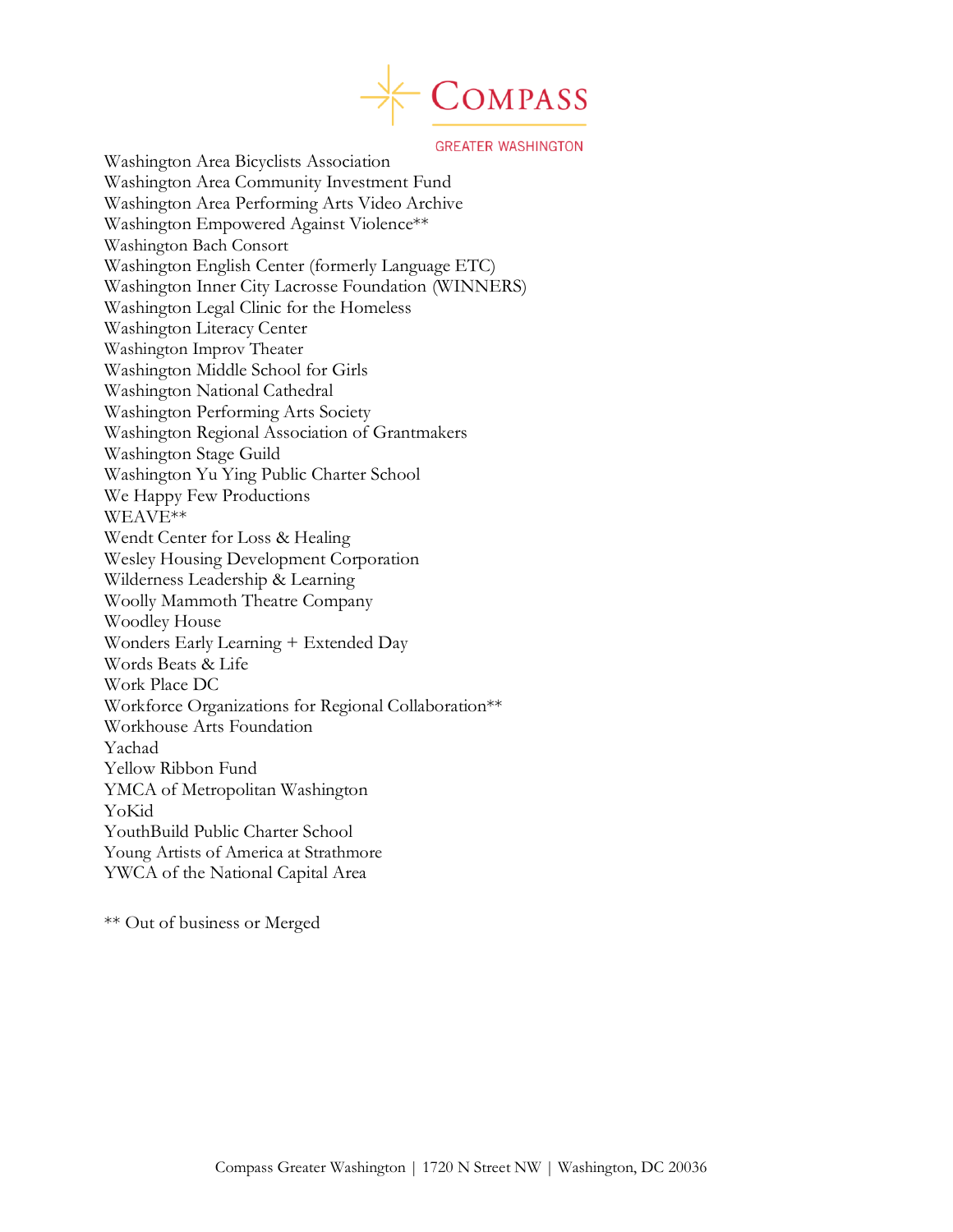Washington Area Bicyclists Association
Washington Area Community Investment Fund
Washington Area Performing Arts Video Archive
Washington Empowered Against Violence**
Washington Bach Consort
Washington English Center (formerly Language ETC)
Washington Inner City Lacrosse Foundation (WINNERS)
Washington Legal Clinic for the Homeless
Washington Literacy Center
Washington Improv Theater
Washington Middle School for Girls
Washington National Cathedral
Washington Performing Arts Society
Washington Regional Association of Grantmakers
Washington Stage Guild
Washington Yu Ying Public Charter School
We Happy Few Productions
WEAVE**
Wendt Center for Loss & Healing
Wesley Housing Development Corporation
Wilderness Leadership & Learning
Woolly Mammoth Theatre Company
Woodley House
Wonders Early Learning + Extended Day
Words Beats & Life
Work Place DC
Workforce Organizations for Regional Collaboration**
Workhouse Arts Foundation
Yachad
Yellow Ribbon Fund
YMCA of Metropolitan Washington
YoKid
YouthBuild Public Charter School
Young Artists of America at Strathmore
YWCA of the National Capital Area

** Out of business or Merged